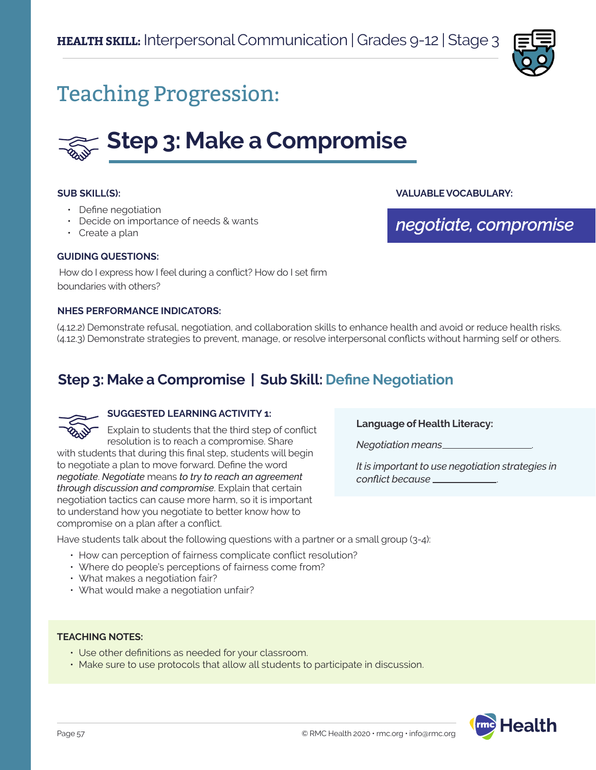**HEALTH SKILL:** Interpersonal Communication | Grades 9-12 | Stage 3

# Teaching Progression:

## Step 3: Make a Compromise

**SUB SKILL(S):**

- Define negotiation
- Decide on importance of needs & wants
- Create a plan

**VALUABLE VOCABULARY:**

*negotiate, compromise*

**GUIDING QUESTIONS:**

How do I express how I feel during a conflict? How do I set firm boundaries with others?

**NHES PERFORMANCE INDICATORS:**

(4.12.2) Demonstrate refusal, negotiation, and collaboration skills to enhance health and avoid or reduce health risks.
(4.12.3) Demonstrate strategies to prevent, manage, or resolve interpersonal conflicts without harming self or others.

### Step 3: Make a Compromise | Sub Skill: Define Negotiation

**SUGGESTED LEARNING ACTIVITY 1:**

Explain to students that the third step of conflict resolution is to reach a compromise. Share with students that during this final step, students will begin to negotiate a plan to move forward. Define the word ***negotiate***. ***Negotiate*** means ***to try to reach an agreement through discussion and compromise***. Explain that certain negotiation tactics can cause more harm, so it is important to understand how you negotiate to better know how to compromise on a plan after a conflict.

**Language of Health Literacy:**

*Negotiation means*\_\_\_\_\_\_\_\_\_\_\_\_\_\_\_\_.

*It is important to use negotiation strategies in conflict because* \_\_\_\_\_\_\_\_\_\_\_\_.

Have students talk about the following questions with a partner or a small group (3-4):

- How can perception of fairness complicate conflict resolution?
- Where do people's perceptions of fairness come from?
- What makes a negotiation fair?
- What would make a negotiation unfair?

**TEACHING NOTES:**

- Use other definitions as needed for your classroom.
- Make sure to use protocols that allow all students to participate in discussion.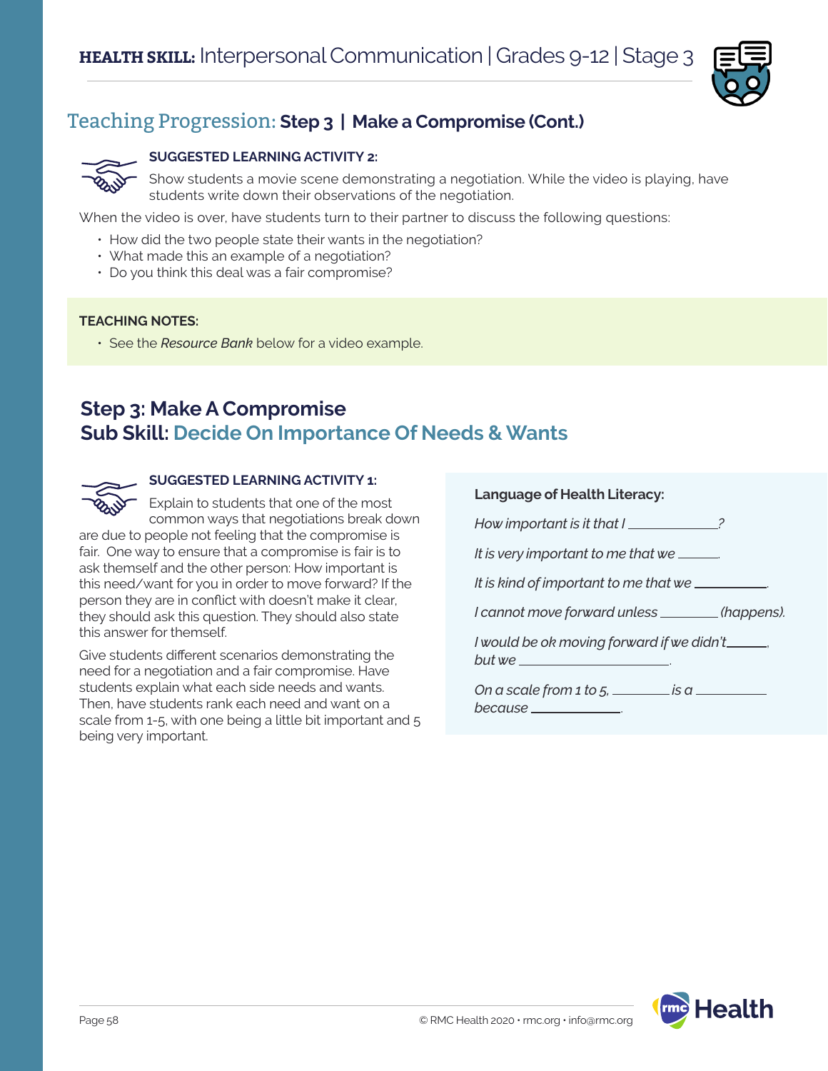## Teaching Progression: **Step 3 | Make a Compromise (Cont.)**

**SUGGESTED LEARNING ACTIVITY 2:**

Show students a movie scene demonstrating a negotiation. While the video is playing, have students write down their observations of the negotiation.

When the video is over, have students turn to their partner to discuss the following questions:

- How did the two people state their wants in the negotiation?
- What made this an example of a negotiation?
- Do you think this deal was a fair compromise?

**TEACHING NOTES:**

- See the *Resource Bank* below for a video example.

## Step 3: Make A Compromise
## Sub Skill: Decide On Importance Of Needs & Wants

**SUGGESTED LEARNING ACTIVITY 1:**

Explain to students that one of the most common ways that negotiations break down are due to people not feeling that the compromise is fair. One way to ensure that a compromise is fair is to ask themself and the other person: How important is this need/want for you in order to move forward? If the person they are in conflict with doesn't make it clear, they should ask this question. They should also state this answer for themself.

Give students different scenarios demonstrating the need for a negotiation and a fair compromise. Have students explain what each side needs and wants. Then, have students rank each need and want on a scale from 1-5, with one being a little bit important and 5 being very important.

**Language of Health Literacy:**

*How important is it that I ____________?*

*It is very important to me that we ______.*

*It is kind of important to me that we __________.*

*I cannot move forward unless ________ (happens).*

*I would be ok moving forward if we didn't______, but we ______________________.*

*On a scale from 1 to 5, ________ is a __________ because ____________.*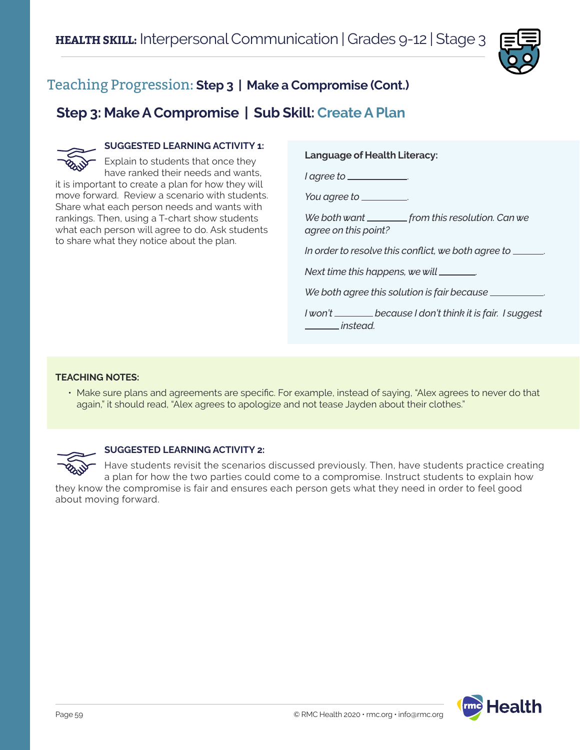# Teaching Progression: Step 3 | Make a Compromise (Cont.)

## Step 3: Make A Compromise | Sub Skill: Create A Plan

**SUGGESTED LEARNING ACTIVITY 1:**

Explain to students that once they have ranked their needs and wants, it is important to create a plan for how they will move forward. Review a scenario with students. Share what each person needs and wants with rankings. Then, using a T-chart show students what each person will agree to do. Ask students to share what they notice about the plan.

**Language of Health Literacy:**

*I agree to ___________.*

*You agree to _________.*

*We both want _______ from this resolution. Can we agree on this point?*

*In order to resolve this conflict, we both agree to ______.*

*Next time this happens, we will _______.*

*We both agree this solution is fair because ___________.*

*I won't _______ because I don't think it is fair. I suggest _______ instead.*

**TEACHING NOTES:**

- Make sure plans and agreements are specific. For example, instead of saying, "Alex agrees to never do that again," it should read, "Alex agrees to apologize and not tease Jayden about their clothes."

**SUGGESTED LEARNING ACTIVITY 2:**

Have students revisit the scenarios discussed previously. Then, have students practice creating a plan for how the two parties could come to a compromise. Instruct students to explain how they know the compromise is fair and ensures each person gets what they need in order to feel good about moving forward.